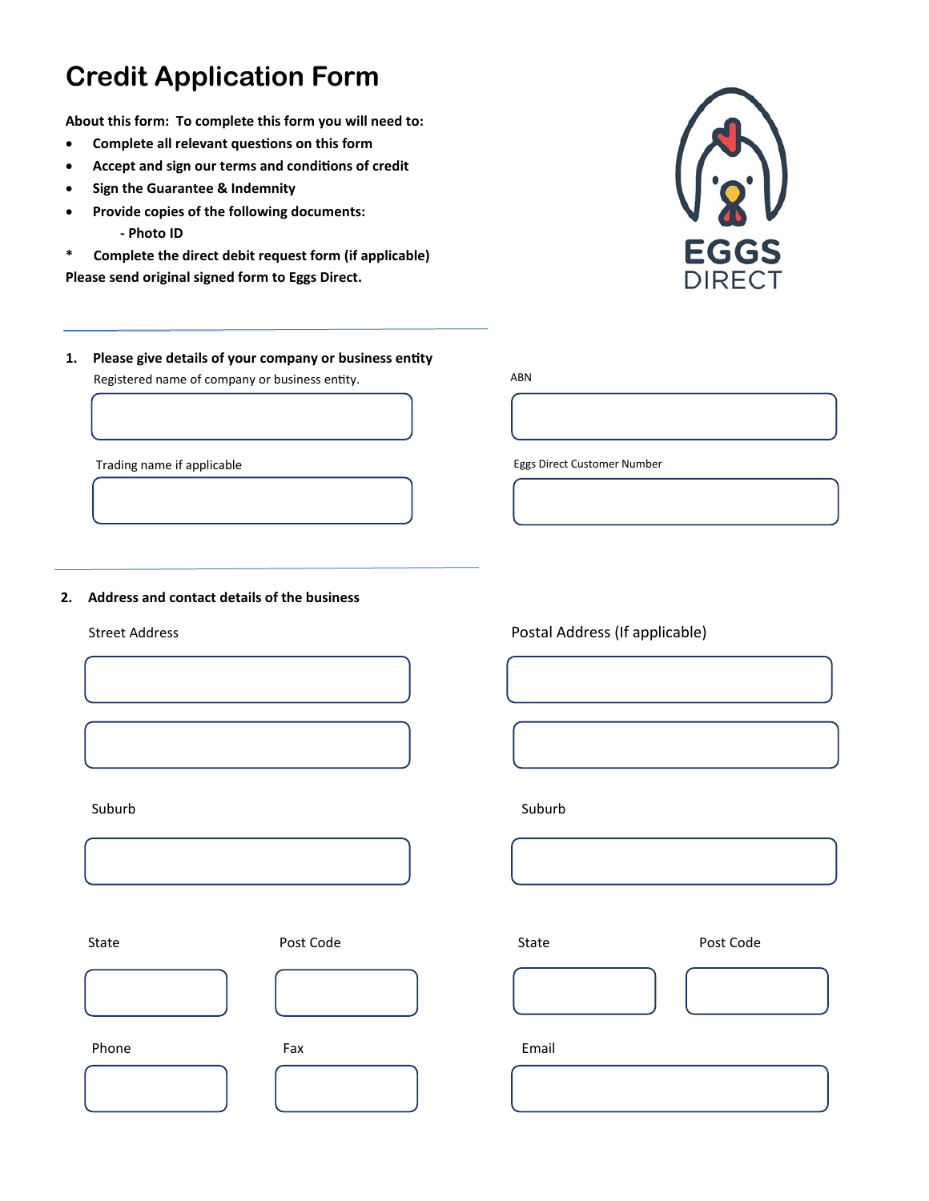# Credit Application Form

**About this form: To complete this form you will need to:**

- **Complete all relevant questions on this form**
- **Accept and sign our terms and conditions of credit**
- **Sign the Guarantee & Indemnity**
- **Provide copies of the following documents:**
  - **- Photo ID**

**\* Complete the direct debit request form (if applicable)**

**Please send original signed form to Eggs Direct.**

EGGS DIRECT

---

**1. Please give details of your company or business entity**

Registered name of company or business entity.

ABN

Trading name if applicable

Eggs Direct Customer Number

---

**2. Address and contact details of the business**

Street Address

Suburb

State

Post Code

Phone

Fax

Postal Address (If applicable)

Suburb

State

Post Code

Email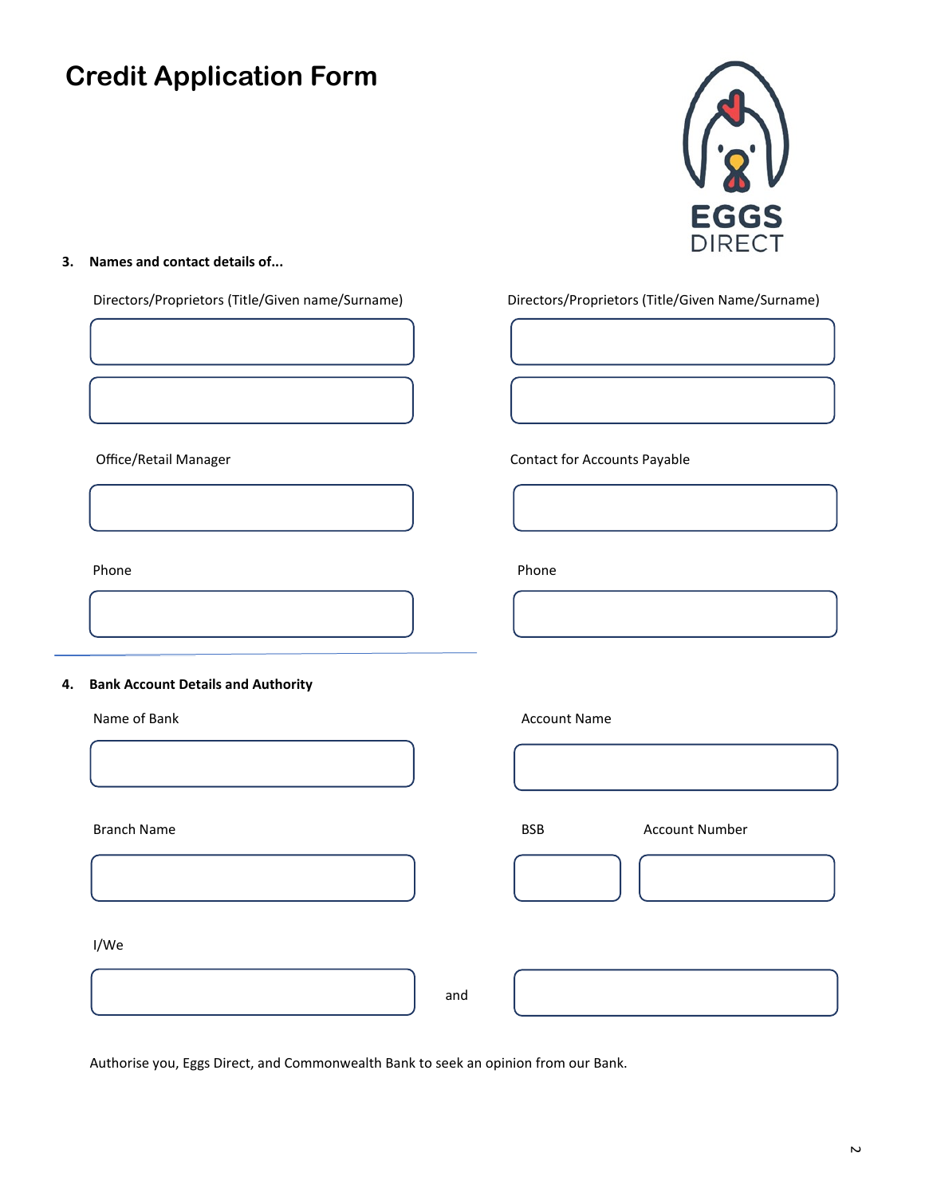# Credit Application Form

EGGS DIRECT

**3. Names and contact details of...**

Directors/Proprietors (Title/Given name/Surname)

Directors/Proprietors (Title/Given Name/Surname)

Office/Retail Manager

Contact for Accounts Payable

Phone

Phone

**4. Bank Account Details and Authority**

Name of Bank

Account Name

Branch Name

BSB

Account Number

I/We

and

Authorise you, Eggs Direct, and Commonwealth Bank to seek an opinion from our Bank.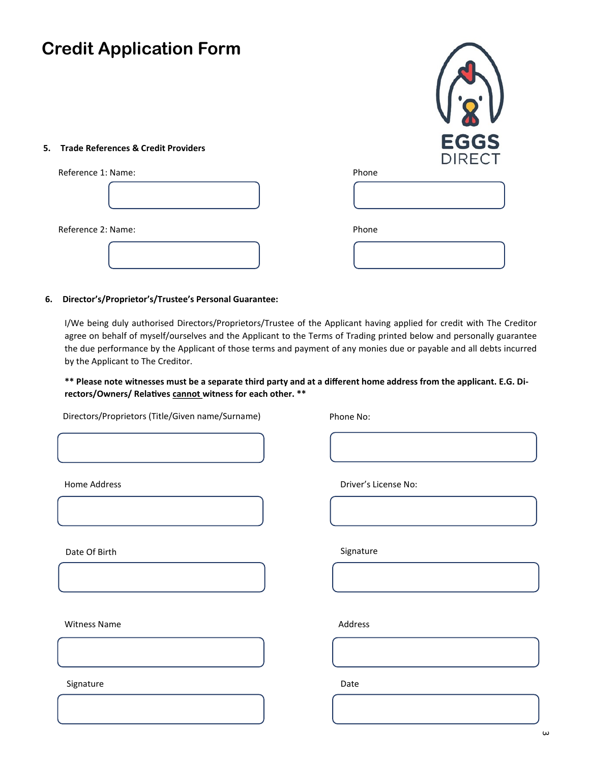# Credit Application Form

EGGS DIRECT

**5. Trade References & Credit Providers**

Reference 1: Name: 

Phone

Reference 2: Name: 

Phone

**6. Director's/Proprietor's/Trustee's Personal Guarantee:**

I/We being duly authorised Directors/Proprietors/Trustee of the Applicant having applied for credit with The Creditor agree on behalf of myself/ourselves and the Applicant to the Terms of Trading printed below and personally guarantee the due performance by the Applicant of those terms and payment of any monies due or payable and all debts incurred by the Applicant to The Creditor.

**** Please note witnesses must be a separate third party and at a different home address from the applicant. E.G. Directors/Owners/ Relatives <u>cannot</u> witness for each other. ****

Directors/Proprietors (Title/Given name/Surname)

Phone No:

Home Address

Driver's License No:

Date Of Birth

Signature

Witness Name

Address

Signature

Date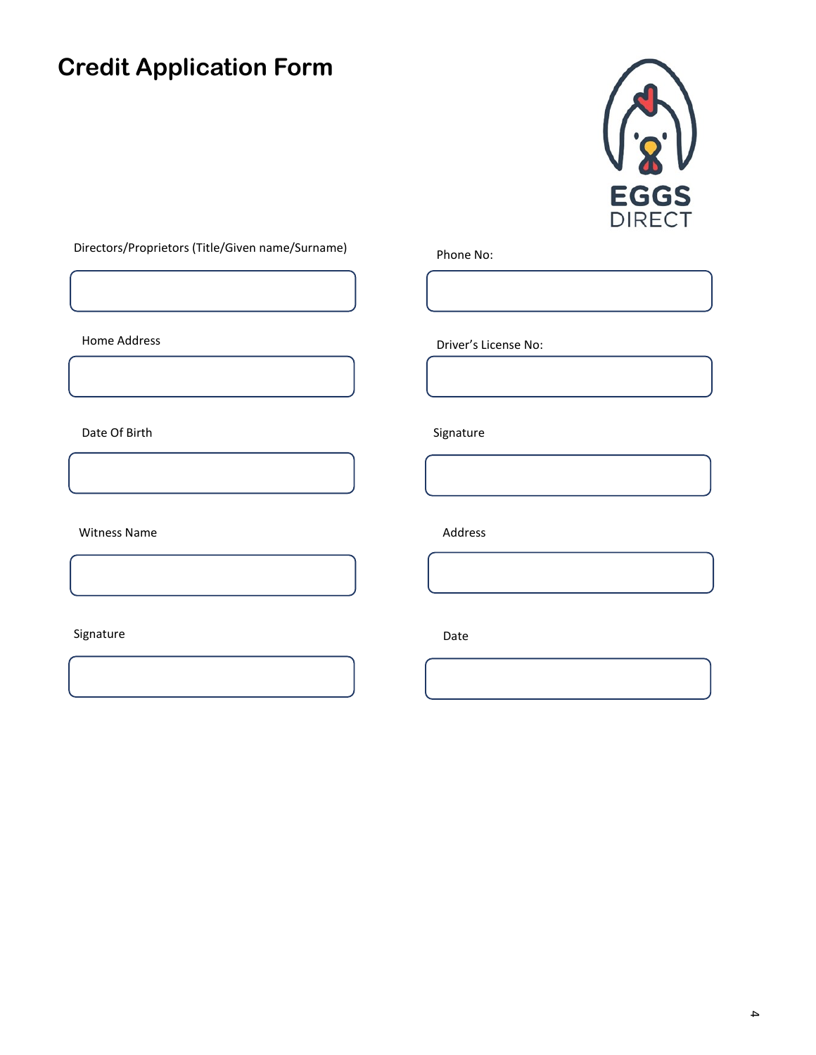# Credit Application Form

EGGS DIRECT

Directors/Proprietors (Title/Given name/Surname)

Phone No:

Home Address

Driver's License No:

Date Of Birth

Signature

Witness Name

Address

Signature

Date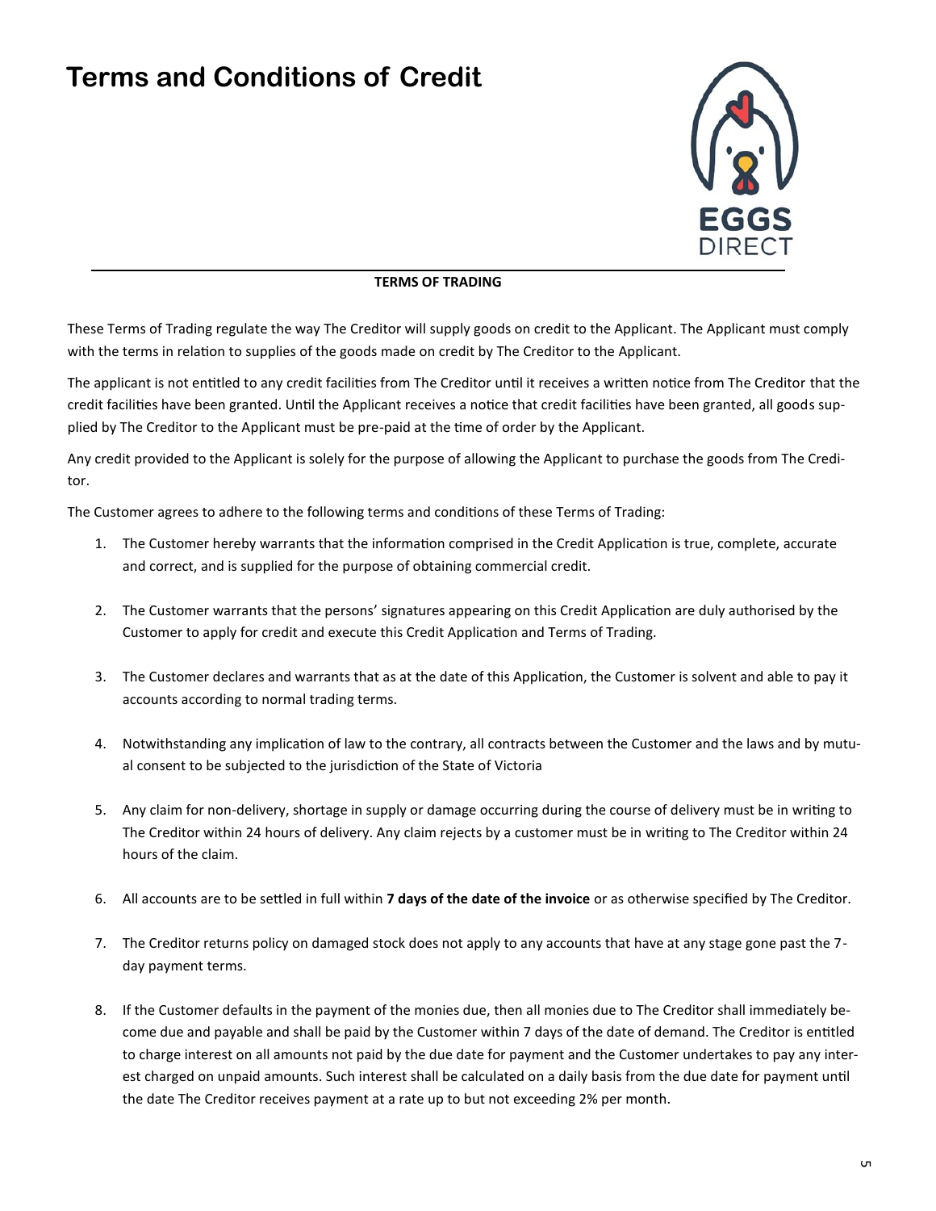# Terms and Conditions of Credit

**TERMS OF TRADING**

These Terms of Trading regulate the way The Creditor will supply goods on credit to the Applicant. The Applicant must comply with the terms in relation to supplies of the goods made on credit by The Creditor to the Applicant.

The applicant is not entitled to any credit facilities from The Creditor until it receives a written notice from The Creditor that the credit facilities have been granted. Until the Applicant receives a notice that credit facilities have been granted, all goods supplied by The Creditor to the Applicant must be pre-paid at the time of order by the Applicant.

Any credit provided to the Applicant is solely for the purpose of allowing the Applicant to purchase the goods from The Creditor.

The Customer agrees to adhere to the following terms and conditions of these Terms of Trading:

1. The Customer hereby warrants that the information comprised in the Credit Application is true, complete, accurate and correct, and is supplied for the purpose of obtaining commercial credit.
2. The Customer warrants that the persons' signatures appearing on this Credit Application are duly authorised by the Customer to apply for credit and execute this Credit Application and Terms of Trading.
3. The Customer declares and warrants that as at the date of this Application, the Customer is solvent and able to pay it accounts according to normal trading terms.
4. Notwithstanding any implication of law to the contrary, all contracts between the Customer and the laws and by mutual consent to be subjected to the jurisdiction of the State of Victoria
5. Any claim for non-delivery, shortage in supply or damage occurring during the course of delivery must be in writing to The Creditor within 24 hours of delivery. Any claim rejects by a customer must be in writing to The Creditor within 24 hours of the claim.
6. All accounts are to be settled in full within **7 days of the date of the invoice** or as otherwise specified by The Creditor.
7. The Creditor returns policy on damaged stock does not apply to any accounts that have at any stage gone past the 7-day payment terms.
8. If the Customer defaults in the payment of the monies due, then all monies due to The Creditor shall immediately become due and payable and shall be paid by the Customer within 7 days of the date of demand. The Creditor is entitled to charge interest on all amounts not paid by the due date for payment and the Customer undertakes to pay any interest charged on unpaid amounts. Such interest shall be calculated on a daily basis from the due date for payment until the date The Creditor receives payment at a rate up to but not exceeding 2% per month.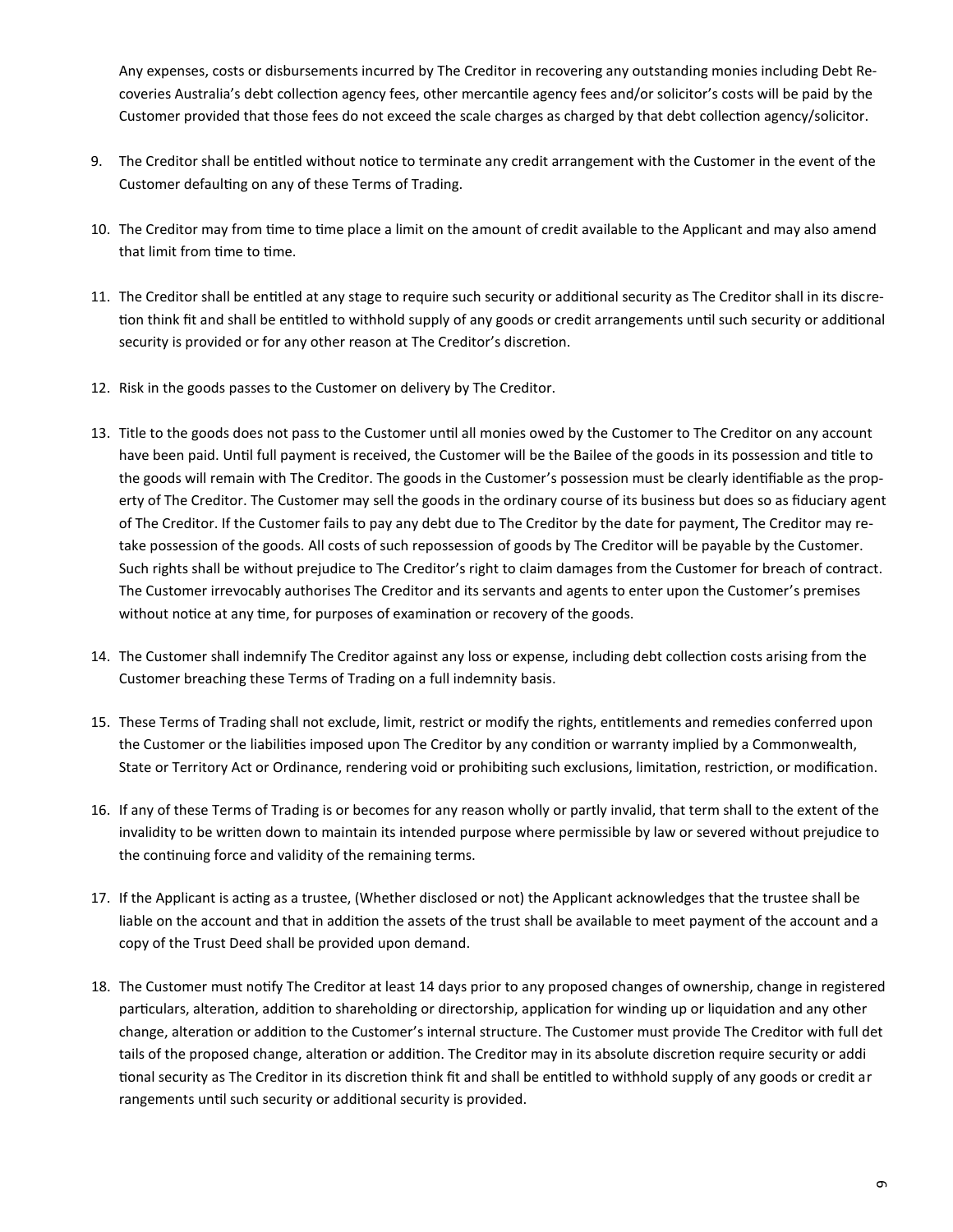Any expenses, costs or disbursements incurred by The Creditor in recovering any outstanding monies including Debt Recoveries Australia's debt collection agency fees, other mercantile agency fees and/or solicitor's costs will be paid by the Customer provided that those fees do not exceed the scale charges as charged by that debt collection agency/solicitor.

9. The Creditor shall be entitled without notice to terminate any credit arrangement with the Customer in the event of the Customer defaulting on any of these Terms of Trading.

10. The Creditor may from time to time place a limit on the amount of credit available to the Applicant and may also amend that limit from time to time.

11. The Creditor shall be entitled at any stage to require such security or additional security as The Creditor shall in its discretion think fit and shall be entitled to withhold supply of any goods or credit arrangements until such security or additional security is provided or for any other reason at The Creditor's discretion.

12. Risk in the goods passes to the Customer on delivery by The Creditor.

13. Title to the goods does not pass to the Customer until all monies owed by the Customer to The Creditor on any account have been paid. Until full payment is received, the Customer will be the Bailee of the goods in its possession and title to the goods will remain with The Creditor. The goods in the Customer's possession must be clearly identifiable as the property of The Creditor. The Customer may sell the goods in the ordinary course of its business but does so as fiduciary agent of The Creditor. If the Customer fails to pay any debt due to The Creditor by the date for payment, The Creditor may retake possession of the goods. All costs of such repossession of goods by The Creditor will be payable by the Customer. Such rights shall be without prejudice to The Creditor's right to claim damages from the Customer for breach of contract. The Customer irrevocably authorises The Creditor and its servants and agents to enter upon the Customer's premises without notice at any time, for purposes of examination or recovery of the goods.

14. The Customer shall indemnify The Creditor against any loss or expense, including debt collection costs arising from the Customer breaching these Terms of Trading on a full indemnity basis.

15. These Terms of Trading shall not exclude, limit, restrict or modify the rights, entitlements and remedies conferred upon the Customer or the liabilities imposed upon The Creditor by any condition or warranty implied by a Commonwealth, State or Territory Act or Ordinance, rendering void or prohibiting such exclusions, limitation, restriction, or modification.

16. If any of these Terms of Trading is or becomes for any reason wholly or partly invalid, that term shall to the extent of the invalidity to be written down to maintain its intended purpose where permissible by law or severed without prejudice to the continuing force and validity of the remaining terms.

17. If the Applicant is acting as a trustee, (Whether disclosed or not) the Applicant acknowledges that the trustee shall be liable on the account and that in addition the assets of the trust shall be available to meet payment of the account and a copy of the Trust Deed shall be provided upon demand.

18. The Customer must notify The Creditor at least 14 days prior to any proposed changes of ownership, change in registered particulars, alteration, addition to shareholding or directorship, application for winding up or liquidation and any other change, alteration or addition to the Customer's internal structure. The Customer must provide The Creditor with full det tails of the proposed change, alteration or addition. The Creditor may in its absolute discretion require security or addi tional security as The Creditor in its discretion think fit and shall be entitled to withhold supply of any goods or credit ar rangements until such security or additional security is provided.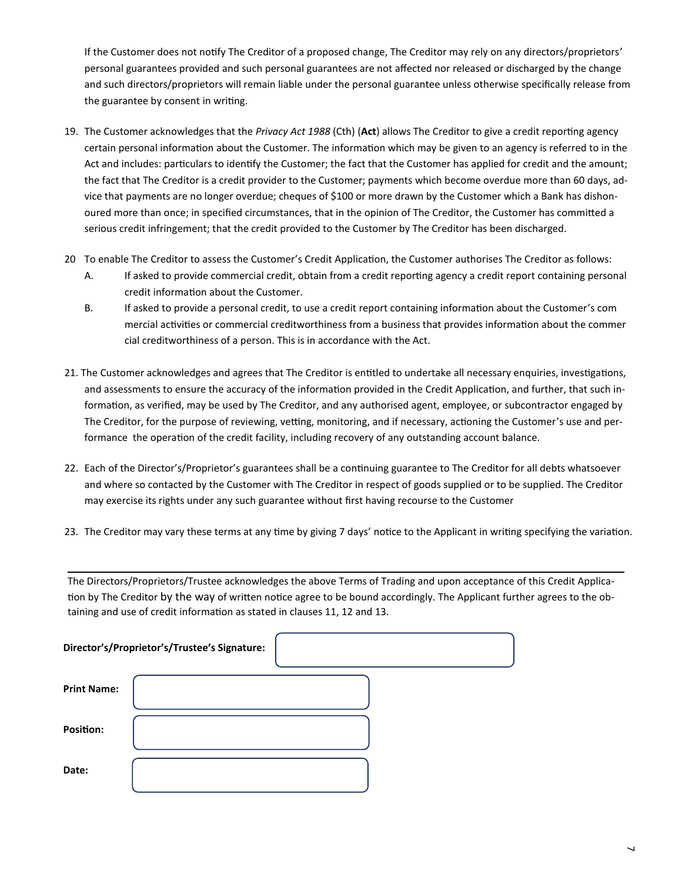If the Customer does not notify The Creditor of a proposed change, The Creditor may rely on any directors/proprietors' personal guarantees provided and such personal guarantees are not affected nor released or discharged by the change and such directors/proprietors will remain liable under the personal guarantee unless otherwise specifically release from the guarantee by consent in writing.

19. The Customer acknowledges that the *Privacy Act 1988* (Cth) (**Act**) allows The Creditor to give a credit reporting agency certain personal information about the Customer. The information which may be given to an agency is referred to in the Act and includes: particulars to identify the Customer; the fact that the Customer has applied for credit and the amount; the fact that The Creditor is a credit provider to the Customer; payments which become overdue more than 60 days, advice that payments are no longer overdue; cheques of $100 or more drawn by the Customer which a Bank has dishonoured more than once; in specified circumstances, that in the opinion of The Creditor, the Customer has committed a serious credit infringement; that the credit provided to the Customer by The Creditor has been discharged.

20 To enable The Creditor to assess the Customer's Credit Application, the Customer authorises The Creditor as follows:

   A. If asked to provide commercial credit, obtain from a credit reporting agency a credit report containing personal credit information about the Customer.

   B. If asked to provide a personal credit, to use a credit report containing information about the Customer's com mercial activities or commercial creditworthiness from a business that provides information about the commer cial creditworthiness of a person. This is in accordance with the Act.

21. The Customer acknowledges and agrees that The Creditor is entitled to undertake all necessary enquiries, investigations, and assessments to ensure the accuracy of the information provided in the Credit Application, and further, that such information, as verified, may be used by The Creditor, and any authorised agent, employee, or subcontractor engaged by The Creditor, for the purpose of reviewing, vetting, monitoring, and if necessary, actioning the Customer's use and performance the operation of the credit facility, including recovery of any outstanding account balance.

22. Each of the Director's/Proprietor's guarantees shall be a continuing guarantee to The Creditor for all debts whatsoever and where so contacted by the Customer with The Creditor in respect of goods supplied or to be supplied. The Creditor may exercise its rights under any such guarantee without first having recourse to the Customer

23. The Creditor may vary these terms at any time by giving 7 days' notice to the Applicant in writing specifying the variation.

---

The Directors/Proprietors/Trustee acknowledges the above Terms of Trading and upon acceptance of this Credit Application by The Creditor by the way of written notice agree to be bound accordingly. The Applicant further agrees to the obtaining and use of credit information as stated in clauses 11, 12 and 13.

**Director's/Proprietor's/Trustee's Signature:**

**Print Name:**

**Position:**

**Date:**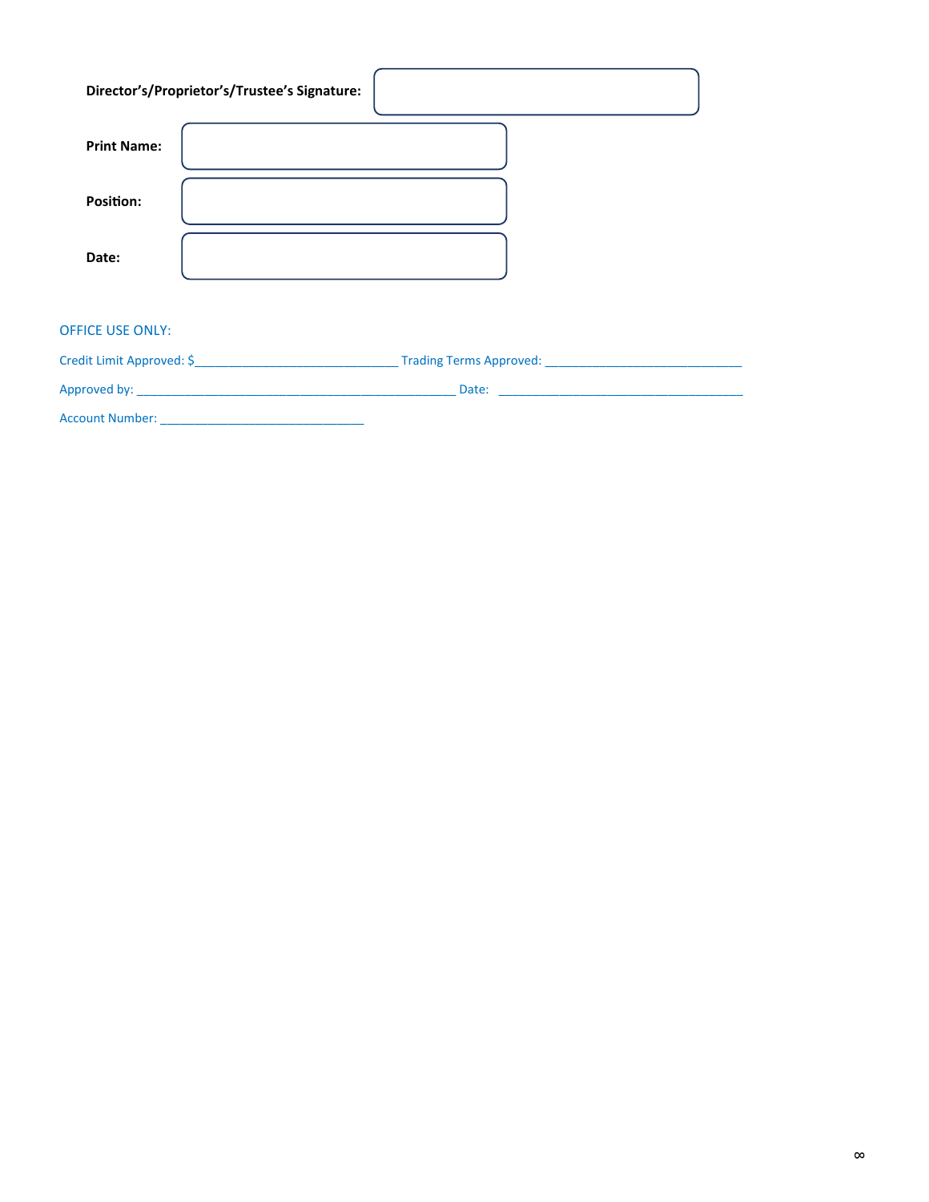**Director's/Proprietor's/Trustee's Signature:**

**Print Name:**

**Position:**

**Date:**

OFFICE USE ONLY:

Credit Limit Approved: $______________________________ Trading Terms Approved: _____________________________

Approved by: _______________________________________________ Date: ____________________________________

Account Number: ______________________________